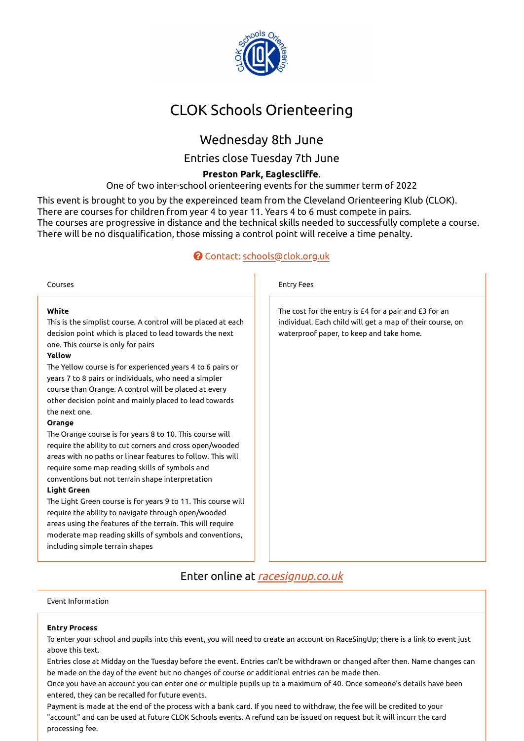# CLOK Schools Orienteering

## Wednesday 8th June

### Entries close Tuesday 7th June

**Preston Park, Eaglescliffe**.

One of two inter-school orienteering events for the summer term of 2022

This event is brought to you by the expereinced team from the Cleveland Orienteering Klub (CLOK).
There are courses for children from year 4 to year 11. Years 4 to 6 must compete in pairs.
The courses are progressive in distance and the technical skills needed to successfully complete a course.
There will be no disqualification, those missing a control point will receive a time penalty.

Contact: schools@clok.org.uk

### Courses

**White**
This is the simplist course. A control will be placed at each decision point which is placed to lead towards the next one. This course is only for pairs

**Yellow**
The Yellow course is for experienced years 4 to 6 pairs or years 7 to 8 pairs or individuals, who need a simpler course than Orange. A control will be placed at every other decision point and mainly placed to lead towards the next one.

**Orange**
The Orange course is for years 8 to 10. This course will require the ability to cut corners and cross open/wooded areas with no paths or linear features to follow. This will require some map reading skills of symbols and conventions but not terrain shape interpretation

**Light Green**
The Light Green course is for years 9 to 11. This course will require the ability to navigate through open/wooded areas using the features of the terrain. This will require moderate map reading skills of symbols and conventions, including simple terrain shapes

### Entry Fees

The cost for the entry is £4 for a pair and £3 for an individual. Each child will get a map of their course, on waterproof paper, to keep and take home.

## Enter online at *racesignup.co.uk*

### Event Information

**Entry Process**
To enter your school and pupils into this event, you will need to create an account on RaceSingUp; there is a link to event just above this text.
Entries close at Midday on the Tuesday before the event. Entries can't be withdrawn or changed after then. Name changes can be made on the day of the event but no changes of course or additional entries can be made then.
Once you have an account you can enter one or multiple pupils up to a maximum of 40. Once someone's details have been entered, they can be recalled for future events.
Payment is made at the end of the process with a bank card. If you need to withdraw, the fee will be credited to your "account" and can be used at future CLOK Schools events. A refund can be issued on request but it will incurr the card processing fee.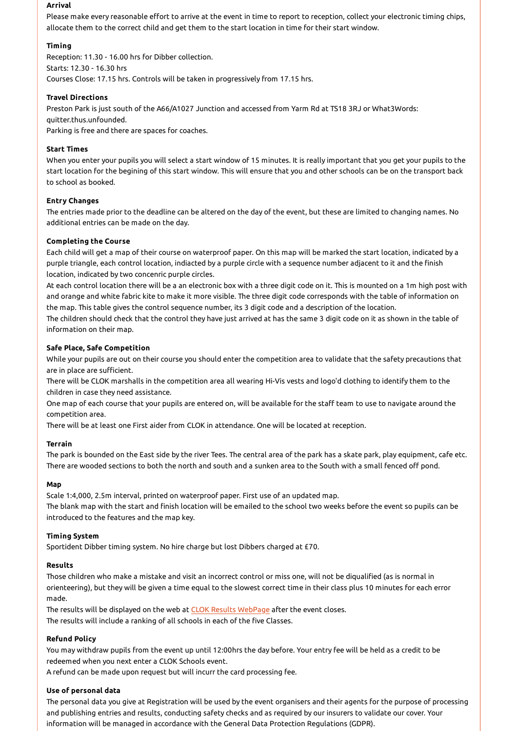**Arrival**

Please make every reasonable effort to arrive at the event in time to report to reception, collect your electronic timing chips, allocate them to the correct child and get them to the start location in time for their start window.

**Timing**

Reception: 11.30 - 16.00 hrs for Dibber collection.
Starts: 12.30 - 16.30 hrs
Courses Close: 17.15 hrs. Controls will be taken in progressively from 17.15 hrs.

**Travel Directions**

Preston Park is just south of the A66/A1027 Junction and accessed from Yarm Rd at TS18 3RJ or What3Words: quitter.thus.unfounded.
Parking is free and there are spaces for coaches.

**Start Times**

When you enter your pupils you will select a start window of 15 minutes. It is really important that you get your pupils to the start location for the begining of this start window. This will ensure that you and other schools can be on the transport back to school as booked.

**Entry Changes**

The entries made prior to the deadline can be altered on the day of the event, but these are limited to changing names. No additional entries can be made on the day.

**Completing the Course**

Each child will get a map of their course on waterproof paper. On this map will be marked the start location, indicated by a purple triangle, each control location, indiacted by a purple circle with a sequence number adjacent to it and the finish location, indicated by two concenric purple circles.
At each control location there will be a an electronic box with a three digit code on it. This is mounted on a 1m high post with and orange and white fabric kite to make it more visible. The three digit code corresponds with the table of information on the map. This table gives the control sequence number, its 3 digit code and a description of the location.
The children should check that the control they have just arrived at has the same 3 digit code on it as shown in the table of information on their map.

**Safe Place, Safe Competition**

While your pupils are out on their course you should enter the competition area to validate that the safety precautions that are in place are sufficient.
There will be CLOK marshalls in the competition area all wearing Hi-Vis vests and logo'd clothing to identify them to the children in case they need assistance.
One map of each course that your pupils are entered on, will be available for the staff team to use to navigate around the competition area.
There will be at least one First aider from CLOK in attendance. One will be located at reception.

**Terrain**

The park is bounded on the East side by the river Tees. The central area of the park has a skate park, play equipment, cafe etc. There are wooded sections to both the north and south and a sunken area to the South with a small fenced off pond.

**Map**

Scale 1:4,000, 2.5m interval, printed on waterproof paper. First use of an updated map.
The blank map with the start and finish location will be emailed to the school two weeks before the event so pupils can be introduced to the features and the map key.

**Timing System**

Sportident Dibber timing system. No hire charge but lost Dibbers charged at £70.

**Results**

Those children who make a mistake and visit an incorrect control or miss one, will not be diqualified (as is normal in orienteering), but they will be given a time equal to the slowest correct time in their class plus 10 minutes for each error made.
The results will be displayed on the web at CLOK Results WebPage after the event closes.
The results will include a ranking of all schools in each of the five Classes.

**Refund Policy**

You may withdraw pupils from the event up until 12:00hrs the day before. Your entry fee will be held as a credit to be redeemed when you next enter a CLOK Schools event.
A refund can be made upon request but will incurr the card processing fee.

**Use of personal data**

The personal data you give at Registration will be used by the event organisers and their agents for the purpose of processing and publishing entries and results, conducting safety checks and as required by our insurers to validate our cover. Your information will be managed in accordance with the General Data Protection Regulations (GDPR).